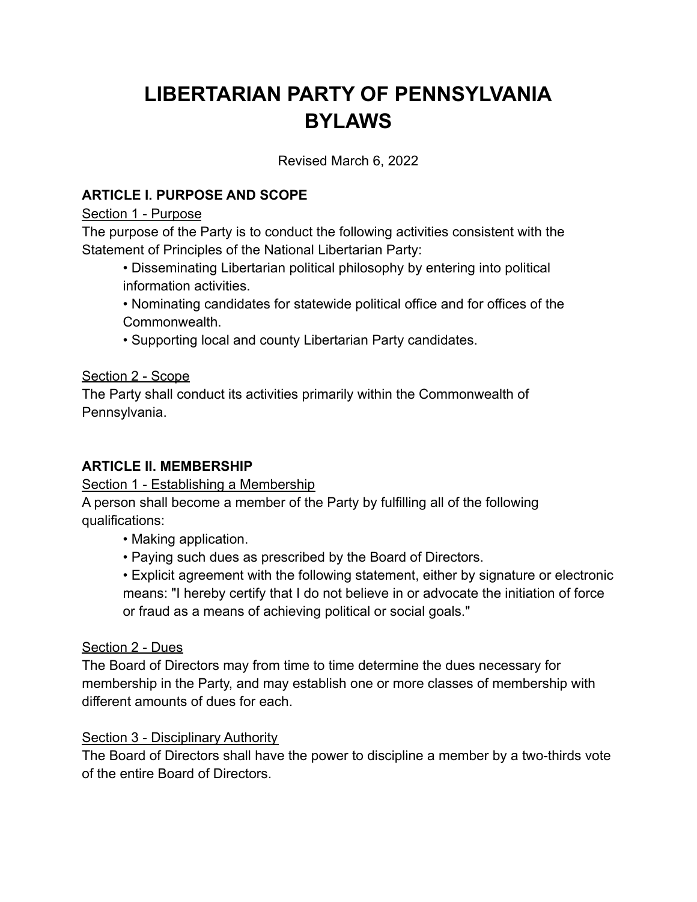# LIBERTARIAN PARTY OF PENNSYLVANIA BYLAWS

Revised March 6, 2022

## ARTICLE I. PURPOSE AND SCOPE

Section 1 - Purpose

The purpose of the Party is to conduct the following activities consistent with the Statement of Principles of the National Libertarian Party:

- Disseminating Libertarian political philosophy by entering into political information activities.
- Nominating candidates for statewide political office and for offices of the Commonwealth.
- Supporting local and county Libertarian Party candidates.

Section 2 - Scope

The Party shall conduct its activities primarily within the Commonwealth of Pennsylvania.

## ARTICLE II. MEMBERSHIP

Section 1 - Establishing a Membership

A person shall become a member of the Party by fulfilling all of the following qualifications:

- Making application.
- Paying such dues as prescribed by the Board of Directors.
- Explicit agreement with the following statement, either by signature or electronic means: "I hereby certify that I do not believe in or advocate the initiation of force or fraud as a means of achieving political or social goals."

Section 2 - Dues

The Board of Directors may from time to time determine the dues necessary for membership in the Party, and may establish one or more classes of membership with different amounts of dues for each.

Section 3 - Disciplinary Authority

The Board of Directors shall have the power to discipline a member by a two-thirds vote of the entire Board of Directors.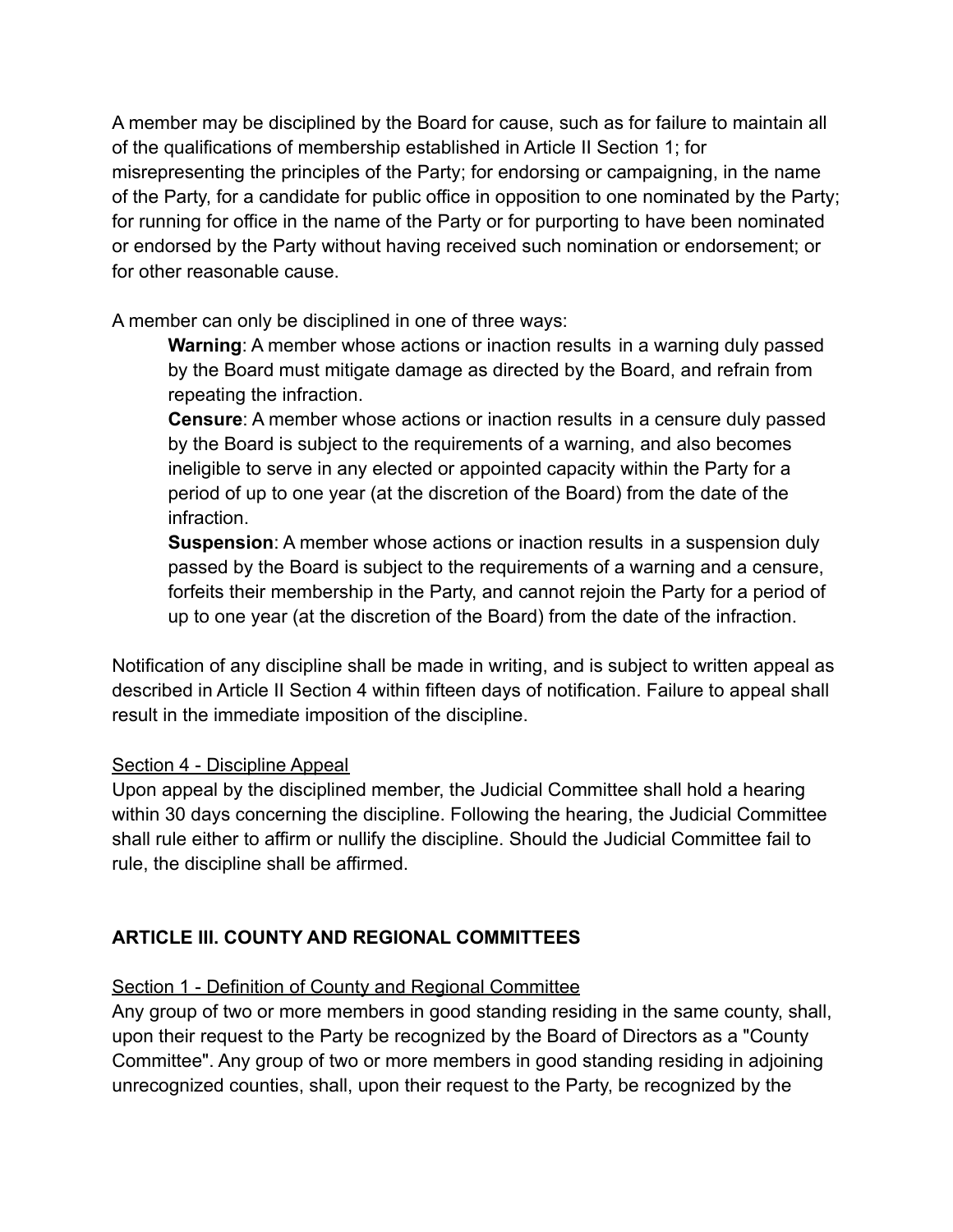A member may be disciplined by the Board for cause, such as for failure to maintain all of the qualifications of membership established in Article II Section 1; for misrepresenting the principles of the Party; for endorsing or campaigning, in the name of the Party, for a candidate for public office in opposition to one nominated by the Party; for running for office in the name of the Party or for purporting to have been nominated or endorsed by the Party without having received such nomination or endorsement; or for other reasonable cause.

A member can only be disciplined in one of three ways:

> **Warning**: A member whose actions or inaction results in a warning duly passed by the Board must mitigate damage as directed by the Board, and refrain from repeating the infraction.
>
> **Censure**: A member whose actions or inaction results in a censure duly passed by the Board is subject to the requirements of a warning, and also becomes ineligible to serve in any elected or appointed capacity within the Party for a period of up to one year (at the discretion of the Board) from the date of the infraction.
>
> **Suspension**: A member whose actions or inaction results in a suspension duly passed by the Board is subject to the requirements of a warning and a censure, forfeits their membership in the Party, and cannot rejoin the Party for a period of up to one year (at the discretion of the Board) from the date of the infraction.

Notification of any discipline shall be made in writing, and is subject to written appeal as described in Article II Section 4 within fifteen days of notification. Failure to appeal shall result in the immediate imposition of the discipline.

<u>Section 4 - Discipline Appeal</u>

Upon appeal by the disciplined member, the Judicial Committee shall hold a hearing within 30 days concerning the discipline. Following the hearing, the Judicial Committee shall rule either to affirm or nullify the discipline. Should the Judicial Committee fail to rule, the discipline shall be affirmed.

## ARTICLE III. COUNTY AND REGIONAL COMMITTEES

<u>Section 1 - Definition of County and Regional Committee</u>

Any group of two or more members in good standing residing in the same county, shall, upon their request to the Party be recognized by the Board of Directors as a "County Committee". Any group of two or more members in good standing residing in adjoining unrecognized counties, shall, upon their request to the Party, be recognized by the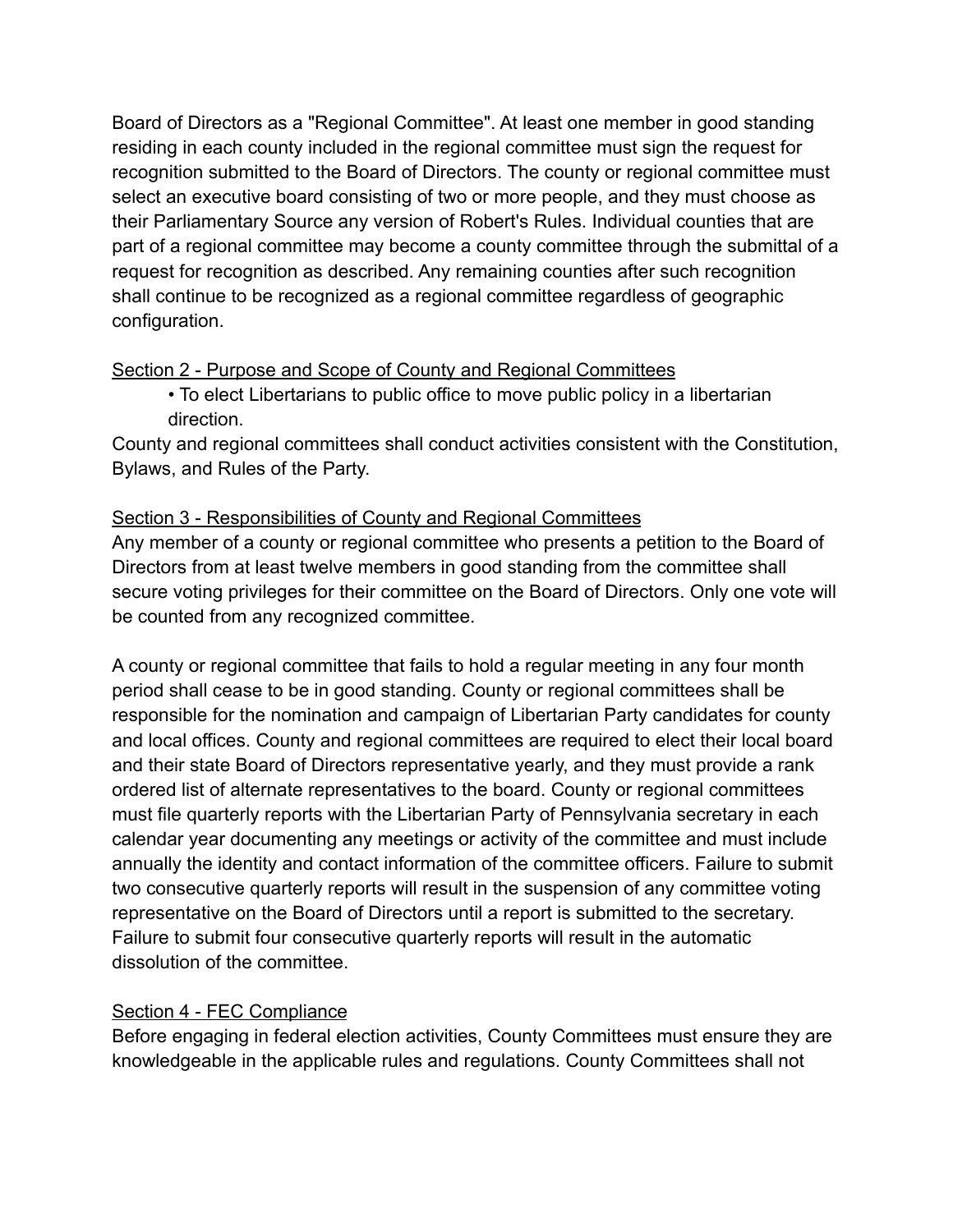Board of Directors as a "Regional Committee". At least one member in good standing residing in each county included in the regional committee must sign the request for recognition submitted to the Board of Directors. The county or regional committee must select an executive board consisting of two or more people, and they must choose as their Parliamentary Source any version of Robert's Rules. Individual counties that are part of a regional committee may become a county committee through the submittal of a request for recognition as described. Any remaining counties after such recognition shall continue to be recognized as a regional committee regardless of geographic configuration.

<u>Section 2 - Purpose and Scope of County and Regional Committees</u>

- To elect Libertarians to public office to move public policy in a libertarian direction.

County and regional committees shall conduct activities consistent with the Constitution, Bylaws, and Rules of the Party.

<u>Section 3 - Responsibilities of County and Regional Committees</u>

Any member of a county or regional committee who presents a petition to the Board of Directors from at least twelve members in good standing from the committee shall secure voting privileges for their committee on the Board of Directors. Only one vote will be counted from any recognized committee.

A county or regional committee that fails to hold a regular meeting in any four month period shall cease to be in good standing. County or regional committees shall be responsible for the nomination and campaign of Libertarian Party candidates for county and local offices. County and regional committees are required to elect their local board and their state Board of Directors representative yearly, and they must provide a rank ordered list of alternate representatives to the board. County or regional committees must file quarterly reports with the Libertarian Party of Pennsylvania secretary in each calendar year documenting any meetings or activity of the committee and must include annually the identity and contact information of the committee officers. Failure to submit two consecutive quarterly reports will result in the suspension of any committee voting representative on the Board of Directors until a report is submitted to the secretary. Failure to submit four consecutive quarterly reports will result in the automatic dissolution of the committee.

<u>Section 4 - FEC Compliance</u>

Before engaging in federal election activities, County Committees must ensure they are knowledgeable in the applicable rules and regulations. County Committees shall not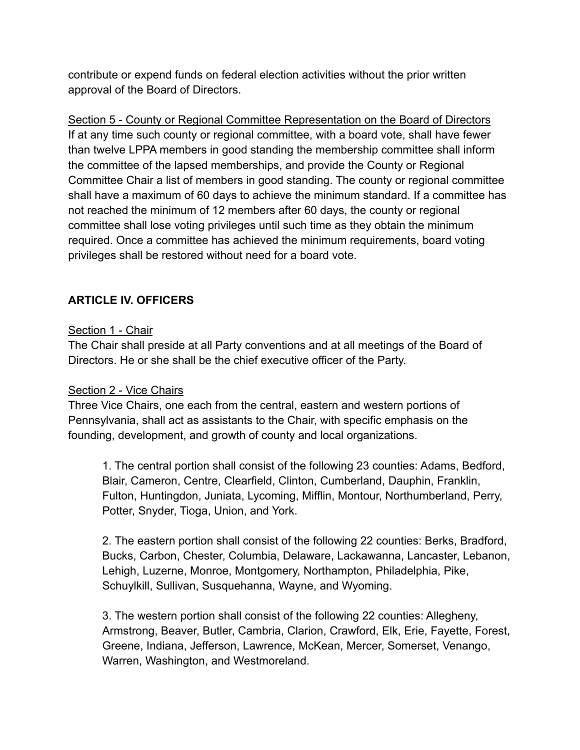contribute or expend funds on federal election activities without the prior written approval of the Board of Directors.

Section 5 - County or Regional Committee Representation on the Board of Directors

If at any time such county or regional committee, with a board vote, shall have fewer than twelve LPPA members in good standing the membership committee shall inform the committee of the lapsed memberships, and provide the County or Regional Committee Chair a list of members in good standing. The county or regional committee shall have a maximum of 60 days to achieve the minimum standard. If a committee has not reached the minimum of 12 members after 60 days, the county or regional committee shall lose voting privileges until such time as they obtain the minimum required. Once a committee has achieved the minimum requirements, board voting privileges shall be restored without need for a board vote.

## ARTICLE IV. OFFICERS

Section 1 - Chair

The Chair shall preside at all Party conventions and at all meetings of the Board of Directors. He or she shall be the chief executive officer of the Party.

Section 2 - Vice Chairs

Three Vice Chairs, one each from the central, eastern and western portions of Pennsylvania, shall act as assistants to the Chair, with specific emphasis on the founding, development, and growth of county and local organizations.

1. The central portion shall consist of the following 23 counties: Adams, Bedford, Blair, Cameron, Centre, Clearfield, Clinton, Cumberland, Dauphin, Franklin, Fulton, Huntingdon, Juniata, Lycoming, Mifflin, Montour, Northumberland, Perry, Potter, Snyder, Tioga, Union, and York.

2. The eastern portion shall consist of the following 22 counties: Berks, Bradford, Bucks, Carbon, Chester, Columbia, Delaware, Lackawanna, Lancaster, Lebanon, Lehigh, Luzerne, Monroe, Montgomery, Northampton, Philadelphia, Pike, Schuylkill, Sullivan, Susquehanna, Wayne, and Wyoming.

3. The western portion shall consist of the following 22 counties: Allegheny, Armstrong, Beaver, Butler, Cambria, Clarion, Crawford, Elk, Erie, Fayette, Forest, Greene, Indiana, Jefferson, Lawrence, McKean, Mercer, Somerset, Venango, Warren, Washington, and Westmoreland.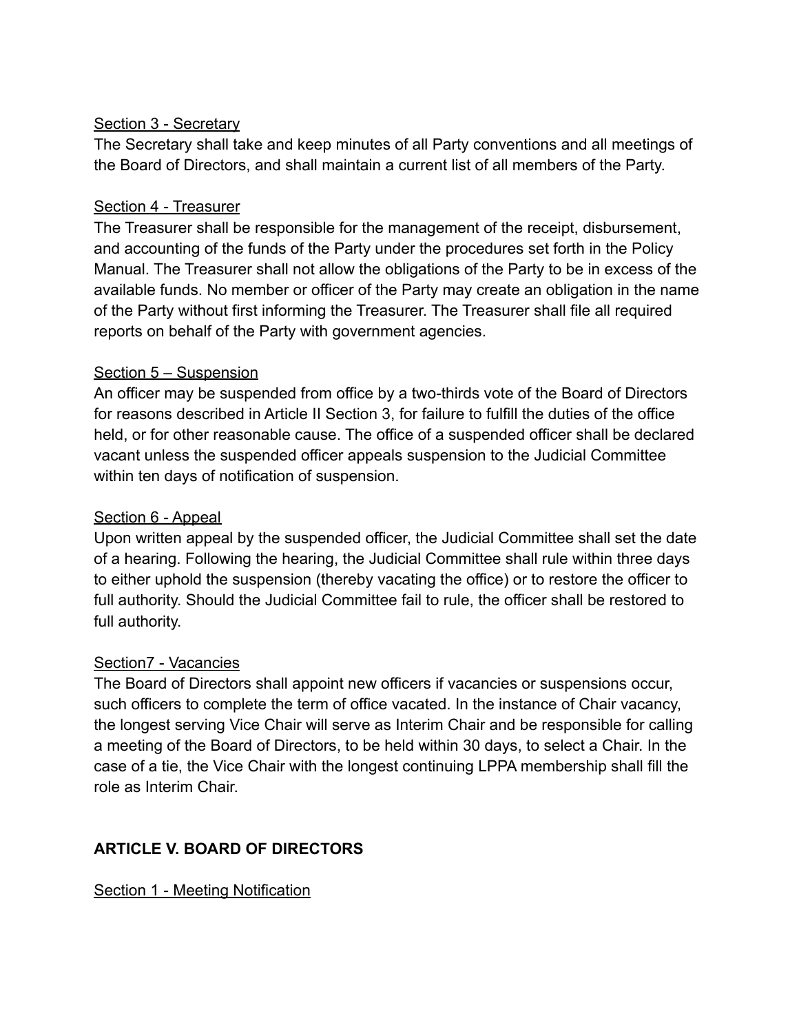Section 3 - Secretary

The Secretary shall take and keep minutes of all Party conventions and all meetings of the Board of Directors, and shall maintain a current list of all members of the Party.

Section 4 - Treasurer

The Treasurer shall be responsible for the management of the receipt, disbursement, and accounting of the funds of the Party under the procedures set forth in the Policy Manual. The Treasurer shall not allow the obligations of the Party to be in excess of the available funds. No member or officer of the Party may create an obligation in the name of the Party without first informing the Treasurer. The Treasurer shall file all required reports on behalf of the Party with government agencies.

Section 5 – Suspension

An officer may be suspended from office by a two-thirds vote of the Board of Directors for reasons described in Article II Section 3, for failure to fulfill the duties of the office held, or for other reasonable cause. The office of a suspended officer shall be declared vacant unless the suspended officer appeals suspension to the Judicial Committee within ten days of notification of suspension.

Section 6 - Appeal

Upon written appeal by the suspended officer, the Judicial Committee shall set the date of a hearing. Following the hearing, the Judicial Committee shall rule within three days to either uphold the suspension (thereby vacating the office) or to restore the officer to full authority. Should the Judicial Committee fail to rule, the officer shall be restored to full authority.

Section7 - Vacancies

The Board of Directors shall appoint new officers if vacancies or suspensions occur, such officers to complete the term of office vacated. In the instance of Chair vacancy, the longest serving Vice Chair will serve as Interim Chair and be responsible for calling a meeting of the Board of Directors, to be held within 30 days, to select a Chair. In the case of a tie, the Vice Chair with the longest continuing LPPA membership shall fill the role as Interim Chair.

## ARTICLE V. BOARD OF DIRECTORS

Section 1 - Meeting Notification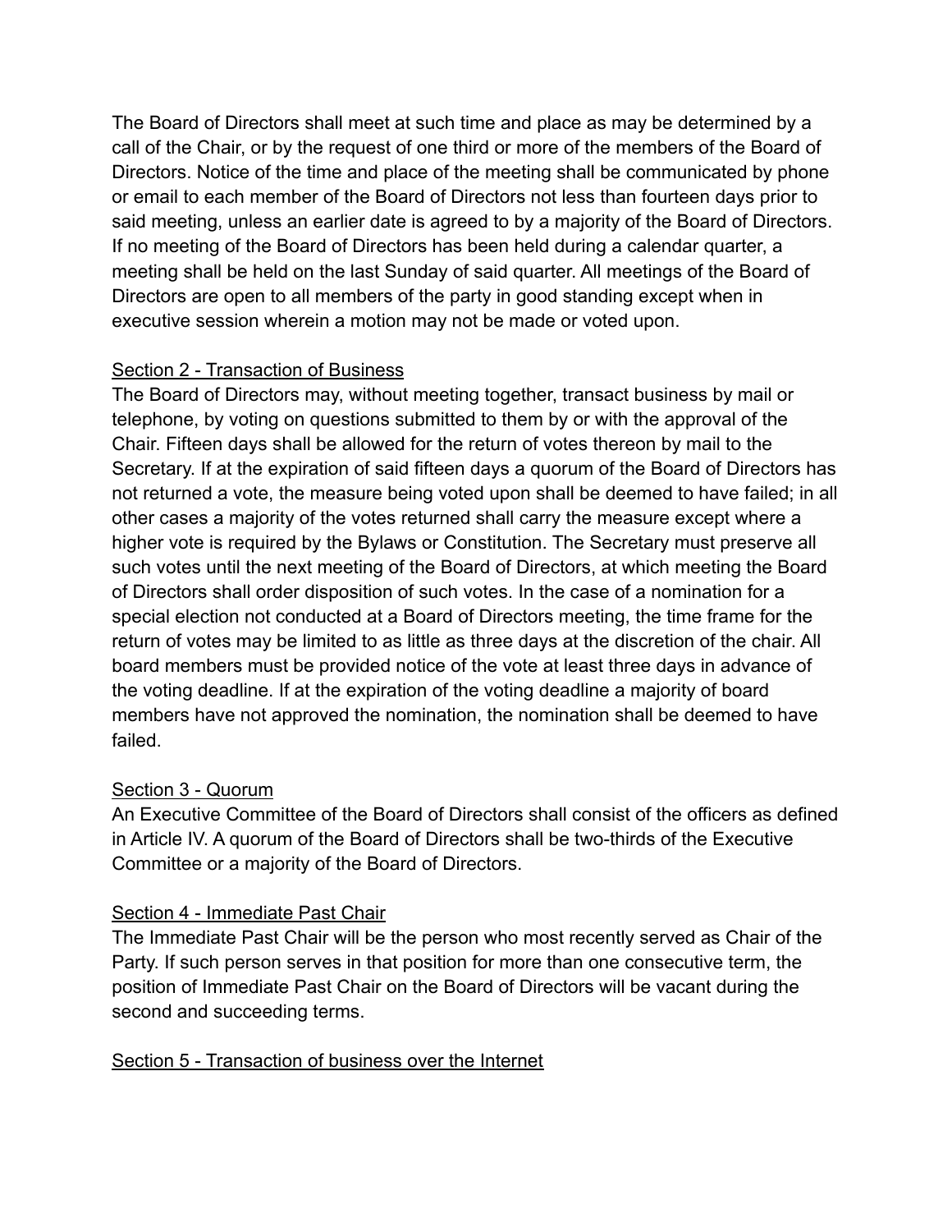The Board of Directors shall meet at such time and place as may be determined by a call of the Chair, or by the request of one third or more of the members of the Board of Directors. Notice of the time and place of the meeting shall be communicated by phone or email to each member of the Board of Directors not less than fourteen days prior to said meeting, unless an earlier date is agreed to by a majority of the Board of Directors. If no meeting of the Board of Directors has been held during a calendar quarter, a meeting shall be held on the last Sunday of said quarter. All meetings of the Board of Directors are open to all members of the party in good standing except when in executive session wherein a motion may not be made or voted upon.

<u>Section 2 - Transaction of Business</u>

The Board of Directors may, without meeting together, transact business by mail or telephone, by voting on questions submitted to them by or with the approval of the Chair. Fifteen days shall be allowed for the return of votes thereon by mail to the Secretary. If at the expiration of said fifteen days a quorum of the Board of Directors has not returned a vote, the measure being voted upon shall be deemed to have failed; in all other cases a majority of the votes returned shall carry the measure except where a higher vote is required by the Bylaws or Constitution. The Secretary must preserve all such votes until the next meeting of the Board of Directors, at which meeting the Board of Directors shall order disposition of such votes. In the case of a nomination for a special election not conducted at a Board of Directors meeting, the time frame for the return of votes may be limited to as little as three days at the discretion of the chair. All board members must be provided notice of the vote at least three days in advance of the voting deadline. If at the expiration of the voting deadline a majority of board members have not approved the nomination, the nomination shall be deemed to have failed.

<u>Section 3 - Quorum</u>

An Executive Committee of the Board of Directors shall consist of the officers as defined in Article IV. A quorum of the Board of Directors shall be two-thirds of the Executive Committee or a majority of the Board of Directors.

<u>Section 4 - Immediate Past Chair</u>

The Immediate Past Chair will be the person who most recently served as Chair of the Party. If such person serves in that position for more than one consecutive term, the position of Immediate Past Chair on the Board of Directors will be vacant during the second and succeeding terms.

<u>Section 5 - Transaction of business over the Internet</u>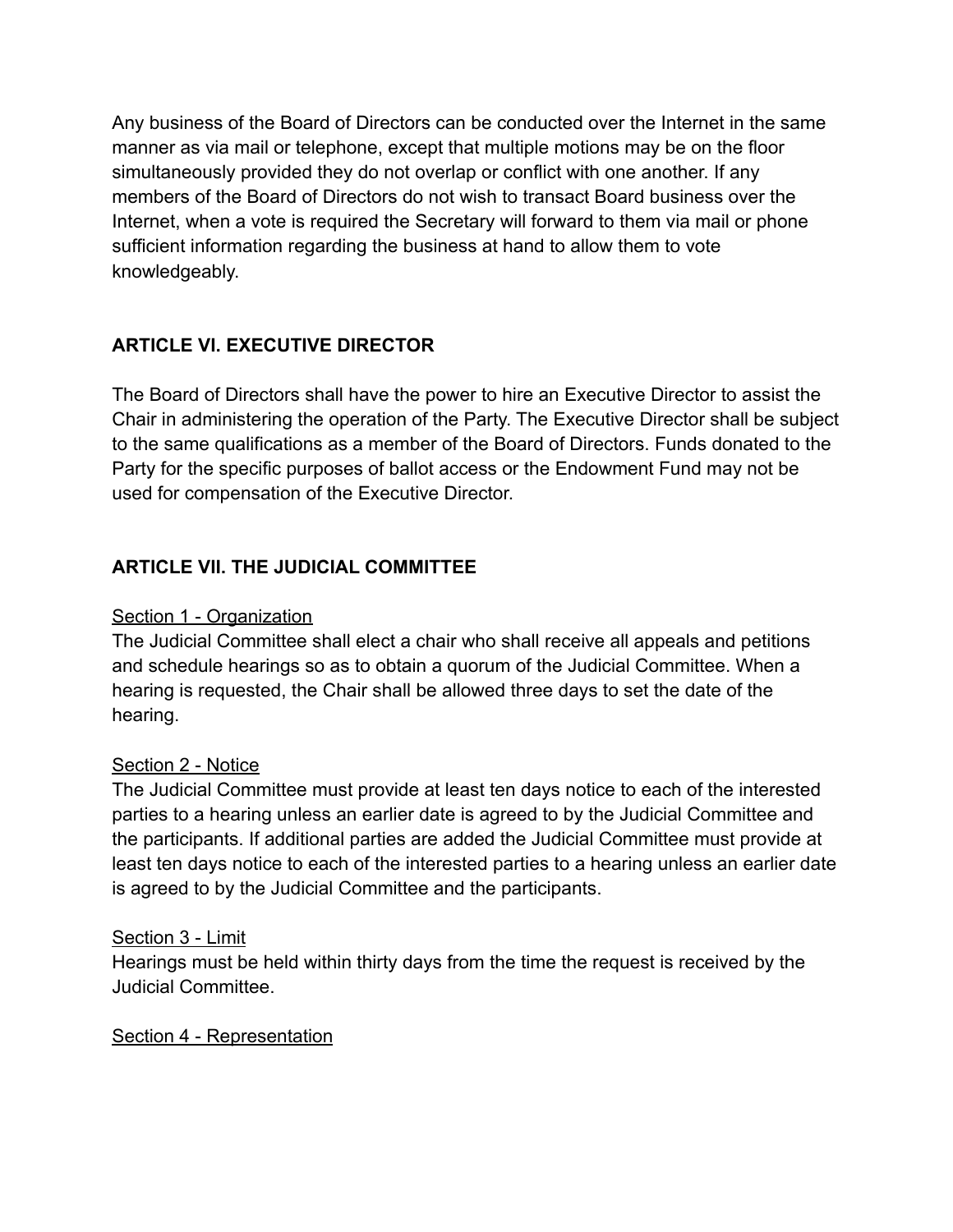Any business of the Board of Directors can be conducted over the Internet in the same manner as via mail or telephone, except that multiple motions may be on the floor simultaneously provided they do not overlap or conflict with one another. If any members of the Board of Directors do not wish to transact Board business over the Internet, when a vote is required the Secretary will forward to them via mail or phone sufficient information regarding the business at hand to allow them to vote knowledgeably.

## ARTICLE VI. EXECUTIVE DIRECTOR

The Board of Directors shall have the power to hire an Executive Director to assist the Chair in administering the operation of the Party. The Executive Director shall be subject to the same qualifications as a member of the Board of Directors. Funds donated to the Party for the specific purposes of ballot access or the Endowment Fund may not be used for compensation of the Executive Director.

## ARTICLE VII. THE JUDICIAL COMMITTEE

<u>Section 1 - Organization</u>
The Judicial Committee shall elect a chair who shall receive all appeals and petitions and schedule hearings so as to obtain a quorum of the Judicial Committee. When a hearing is requested, the Chair shall be allowed three days to set the date of the hearing.

<u>Section 2 - Notice</u>
The Judicial Committee must provide at least ten days notice to each of the interested parties to a hearing unless an earlier date is agreed to by the Judicial Committee and the participants. If additional parties are added the Judicial Committee must provide at least ten days notice to each of the interested parties to a hearing unless an earlier date is agreed to by the Judicial Committee and the participants.

<u>Section 3 - Limit</u>
Hearings must be held within thirty days from the time the request is received by the Judicial Committee.

<u>Section 4 - Representation</u>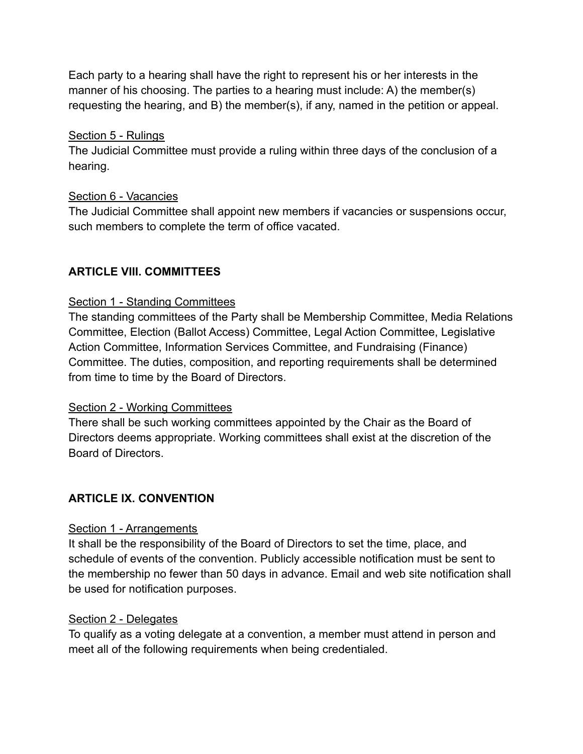Each party to a hearing shall have the right to represent his or her interests in the manner of his choosing. The parties to a hearing must include: A) the member(s) requesting the hearing, and B) the member(s), if any, named in the petition or appeal.

<u>Section 5 - Rulings</u>
The Judicial Committee must provide a ruling within three days of the conclusion of a hearing.

<u>Section 6 - Vacancies</u>
The Judicial Committee shall appoint new members if vacancies or suspensions occur, such members to complete the term of office vacated.

## ARTICLE VIII. COMMITTEES

<u>Section 1 - Standing Committees</u>
The standing committees of the Party shall be Membership Committee, Media Relations Committee, Election (Ballot Access) Committee, Legal Action Committee, Legislative Action Committee, Information Services Committee, and Fundraising (Finance) Committee. The duties, composition, and reporting requirements shall be determined from time to time by the Board of Directors.

<u>Section 2 - Working Committees</u>
There shall be such working committees appointed by the Chair as the Board of Directors deems appropriate. Working committees shall exist at the discretion of the Board of Directors.

## ARTICLE IX. CONVENTION

<u>Section 1 - Arrangements</u>
It shall be the responsibility of the Board of Directors to set the time, place, and schedule of events of the convention. Publicly accessible notification must be sent to the membership no fewer than 50 days in advance. Email and web site notification shall be used for notification purposes.

<u>Section 2 - Delegates</u>
To qualify as a voting delegate at a convention, a member must attend in person and meet all of the following requirements when being credentialed.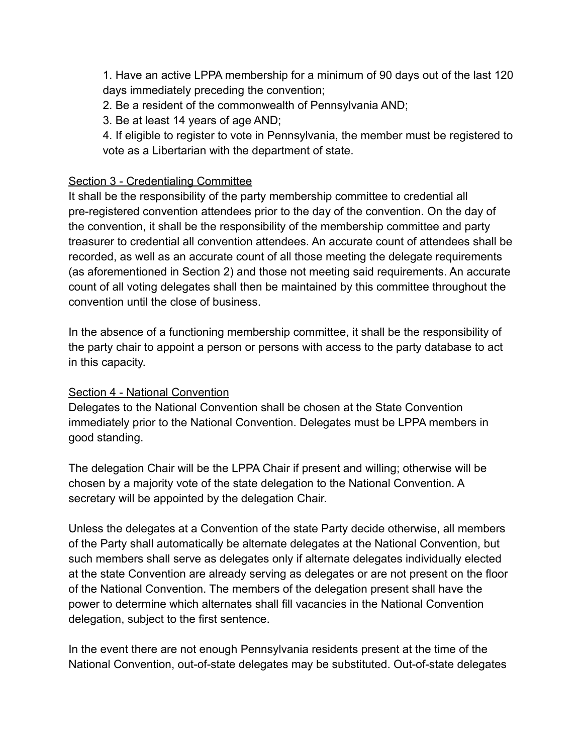1. Have an active LPPA membership for a minimum of 90 days out of the last 120 days immediately preceding the convention;
2. Be a resident of the commonwealth of Pennsylvania AND;
3. Be at least 14 years of age AND;
4. If eligible to register to vote in Pennsylvania, the member must be registered to vote as a Libertarian with the department of state.

<u>Section 3 - Credentialing Committee</u>

It shall be the responsibility of the party membership committee to credential all pre-registered convention attendees prior to the day of the convention. On the day of the convention, it shall be the responsibility of the membership committee and party treasurer to credential all convention attendees. An accurate count of attendees shall be recorded, as well as an accurate count of all those meeting the delegate requirements (as aforementioned in Section 2) and those not meeting said requirements. An accurate count of all voting delegates shall then be maintained by this committee throughout the convention until the close of business.

In the absence of a functioning membership committee, it shall be the responsibility of the party chair to appoint a person or persons with access to the party database to act in this capacity.

<u>Section 4 - National Convention</u>

Delegates to the National Convention shall be chosen at the State Convention immediately prior to the National Convention. Delegates must be LPPA members in good standing.

The delegation Chair will be the LPPA Chair if present and willing; otherwise will be chosen by a majority vote of the state delegation to the National Convention. A secretary will be appointed by the delegation Chair.

Unless the delegates at a Convention of the state Party decide otherwise, all members of the Party shall automatically be alternate delegates at the National Convention, but such members shall serve as delegates only if alternate delegates individually elected at the state Convention are already serving as delegates or are not present on the floor of the National Convention. The members of the delegation present shall have the power to determine which alternates shall fill vacancies in the National Convention delegation, subject to the first sentence.

In the event there are not enough Pennsylvania residents present at the time of the National Convention, out-of-state delegates may be substituted. Out-of-state delegates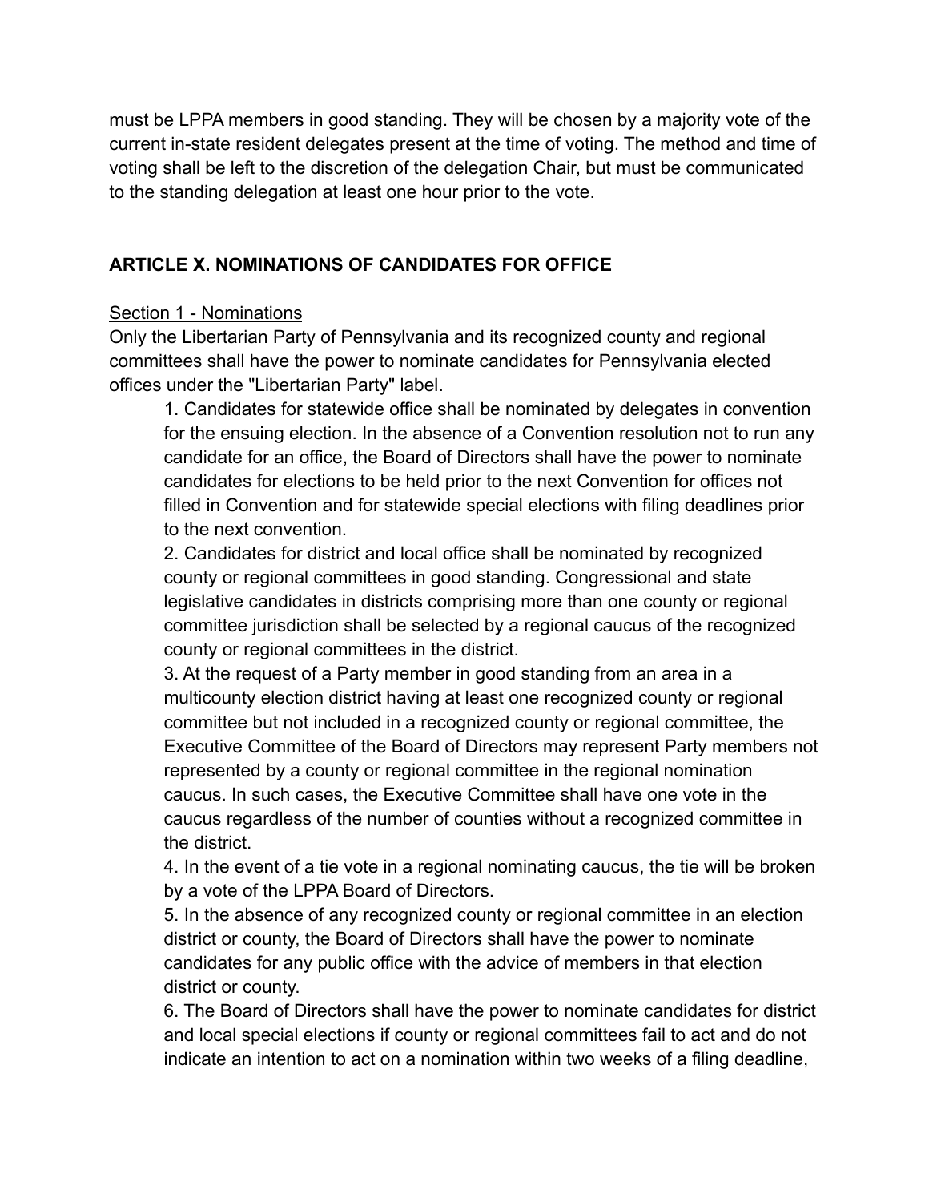must be LPPA members in good standing. They will be chosen by a majority vote of the current in-state resident delegates present at the time of voting. The method and time of voting shall be left to the discretion of the delegation Chair, but must be communicated to the standing delegation at least one hour prior to the vote.

## ARTICLE X. NOMINATIONS OF CANDIDATES FOR OFFICE

<u>Section 1 - Nominations</u>

Only the Libertarian Party of Pennsylvania and its recognized county and regional committees shall have the power to nominate candidates for Pennsylvania elected offices under the "Libertarian Party" label.

1. Candidates for statewide office shall be nominated by delegates in convention for the ensuing election. In the absence of a Convention resolution not to run any candidate for an office, the Board of Directors shall have the power to nominate candidates for elections to be held prior to the next Convention for offices not filled in Convention and for statewide special elections with filing deadlines prior to the next convention.
2. Candidates for district and local office shall be nominated by recognized county or regional committees in good standing. Congressional and state legislative candidates in districts comprising more than one county or regional committee jurisdiction shall be selected by a regional caucus of the recognized county or regional committees in the district.
3. At the request of a Party member in good standing from an area in a multicounty election district having at least one recognized county or regional committee but not included in a recognized county or regional committee, the Executive Committee of the Board of Directors may represent Party members not represented by a county or regional committee in the regional nomination caucus. In such cases, the Executive Committee shall have one vote in the caucus regardless of the number of counties without a recognized committee in the district.
4. In the event of a tie vote in a regional nominating caucus, the tie will be broken by a vote of the LPPA Board of Directors.
5. In the absence of any recognized county or regional committee in an election district or county, the Board of Directors shall have the power to nominate candidates for any public office with the advice of members in that election district or county.
6. The Board of Directors shall have the power to nominate candidates for district and local special elections if county or regional committees fail to act and do not indicate an intention to act on a nomination within two weeks of a filing deadline,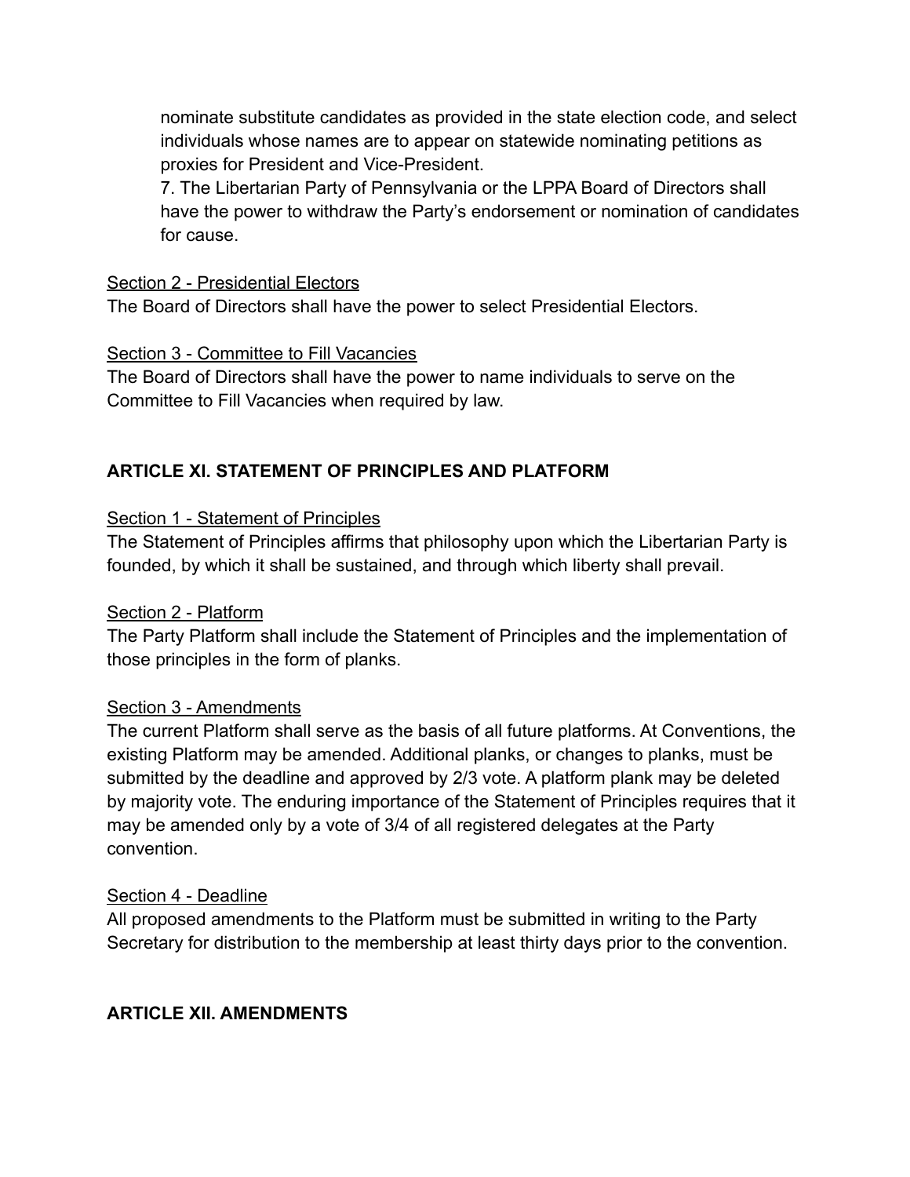nominate substitute candidates as provided in the state election code, and select individuals whose names are to appear on statewide nominating petitions as proxies for President and Vice-President.

7. The Libertarian Party of Pennsylvania or the LPPA Board of Directors shall have the power to withdraw the Party's endorsement or nomination of candidates for cause.

<u>Section 2 - Presidential Electors</u>

The Board of Directors shall have the power to select Presidential Electors.

<u>Section 3 - Committee to Fill Vacancies</u>

The Board of Directors shall have the power to name individuals to serve on the Committee to Fill Vacancies when required by law.

## ARTICLE XI. STATEMENT OF PRINCIPLES AND PLATFORM

<u>Section 1 - Statement of Principles</u>

The Statement of Principles affirms that philosophy upon which the Libertarian Party is founded, by which it shall be sustained, and through which liberty shall prevail.

<u>Section 2 - Platform</u>

The Party Platform shall include the Statement of Principles and the implementation of those principles in the form of planks.

<u>Section 3 - Amendments</u>

The current Platform shall serve as the basis of all future platforms. At Conventions, the existing Platform may be amended. Additional planks, or changes to planks, must be submitted by the deadline and approved by 2/3 vote. A platform plank may be deleted by majority vote. The enduring importance of the Statement of Principles requires that it may be amended only by a vote of 3/4 of all registered delegates at the Party convention.

<u>Section 4 - Deadline</u>

All proposed amendments to the Platform must be submitted in writing to the Party Secretary for distribution to the membership at least thirty days prior to the convention.

## ARTICLE XII. AMENDMENTS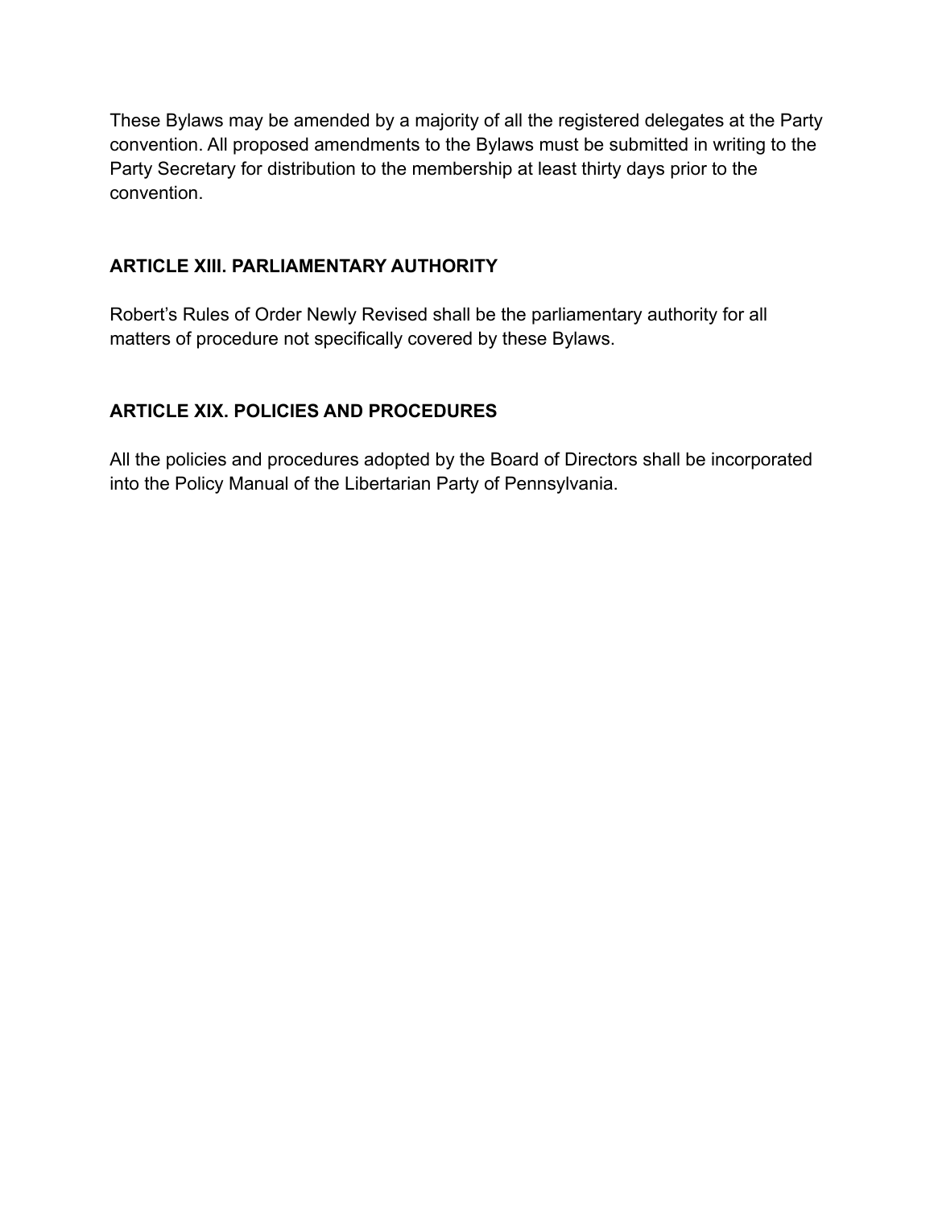These Bylaws may be amended by a majority of all the registered delegates at the Party convention. All proposed amendments to the Bylaws must be submitted in writing to the Party Secretary for distribution to the membership at least thirty days prior to the convention.

## ARTICLE XIII. PARLIAMENTARY AUTHORITY

Robert's Rules of Order Newly Revised shall be the parliamentary authority for all matters of procedure not specifically covered by these Bylaws.

## ARTICLE XIX. POLICIES AND PROCEDURES

All the policies and procedures adopted by the Board of Directors shall be incorporated into the Policy Manual of the Libertarian Party of Pennsylvania.